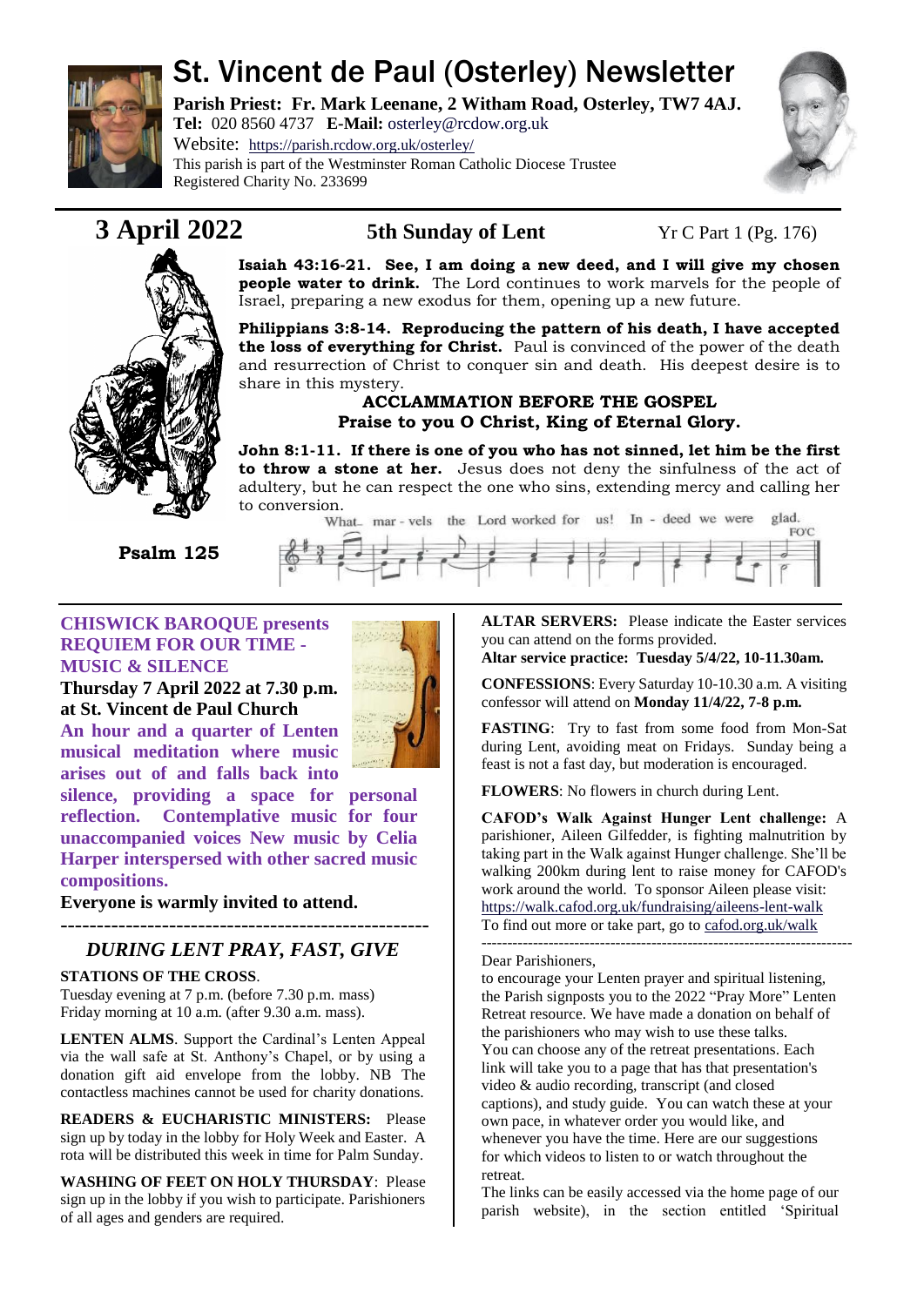# St. Vincent de Paul (Osterley) Newsletter

**Parish Priest: Fr. Mark Leenane, 2 Witham Road, Osterley, TW7 4AJ.**
**Tel:** 020 8560 4737 **E-Mail:** osterley@rcdow.org.uk
Website: https://parish.rcdow.org.uk/osterley/
This parish is part of the Westminster Roman Catholic Diocese Trustee
Registered Charity No. 233699

## 3 April 2022 — 5th Sunday of Lent — Yr C Part 1 (Pg. 176)

**Isaiah 43:16-21. See, I am doing a new deed, and I will give my chosen people water to drink.** The Lord continues to work marvels for the people of Israel, preparing a new exodus for them, opening up a new future.

**Philippians 3:8-14. Reproducing the pattern of his death, I have accepted the loss of everything for Christ.** Paul is convinced of the power of the death and resurrection of Christ to conquer sin and death. His deepest desire is to share in this mystery.

**ACCLAMMATION BEFORE THE GOSPEL**
**Praise to you O Christ, King of Eternal Glory.**

**John 8:1-11. If there is one of you who has not sinned, let him be the first to throw a stone at her.** Jesus does not deny the sinfulness of the act of adultery, but he can respect the one who sins, extending mercy and calling her to conversion.

**Psalm 125** — What marvels the Lord worked for us! Indeed we were glad.

---

### CHISWICK BAROQUE presents REQUIEM FOR OUR TIME - MUSIC & SILENCE

**Thursday 7 April 2022 at 7.30 p.m. at St. Vincent de Paul Church**

**An hour and a quarter of Lenten musical meditation where music arises out of and falls back into silence, providing a space for personal reflection. Contemplative music for four unaccompanied voices New music by Celia Harper interspersed with other sacred music compositions.**

**Everyone is warmly invited to attend.**

---

### *DURING LENT PRAY, FAST, GIVE*

**STATIONS OF THE CROSS**.
Tuesday evening at 7 p.m. (before 7.30 p.m. mass)
Friday morning at 10 a.m. (after 9.30 a.m. mass).

**LENTEN ALMS**. Support the Cardinal's Lenten Appeal via the wall safe at St. Anthony's Chapel, or by using a donation gift aid envelope from the lobby. NB The contactless machines cannot be used for charity donations.

**READERS & EUCHARISTIC MINISTERS:** Please sign up by today in the lobby for Holy Week and Easter. A rota will be distributed this week in time for Palm Sunday.

**WASHING OF FEET ON HOLY THURSDAY**: Please sign up in the lobby if you wish to participate. Parishioners of all ages and genders are required.

**ALTAR SERVERS:** Please indicate the Easter services you can attend on the forms provided.
**Altar service practice: Tuesday 5/4/22, 10-11.30am.**

**CONFESSIONS**: Every Saturday 10-10.30 a.m. A visiting confessor will attend on **Monday 11/4/22, 7-8 p.m.**

**FASTING**: Try to fast from some food from Mon-Sat during Lent, avoiding meat on Fridays. Sunday being a feast is not a fast day, but moderation is encouraged.

**FLOWERS**: No flowers in church during Lent.

**CAFOD's Walk Against Hunger Lent challenge:** A parishioner, Aileen Gilfedder, is fighting malnutrition by taking part in the Walk against Hunger challenge. She'll be walking 200km during lent to raise money for CAFOD's work around the world. To sponsor Aileen please visit: https://walk.cafod.org.uk/fundraising/aileens-lent-walk
To find out more or take part, go to cafod.org.uk/walk

---

Dear Parishioners,
to encourage your Lenten prayer and spiritual listening, the Parish signposts you to the 2022 "Pray More" Lenten Retreat resource. We have made a donation on behalf of the parishioners who may wish to use these talks.
You can choose any of the retreat presentations. Each link will take you to a page that has that presentation's video & audio recording, transcript (and closed captions), and study guide. You can watch these at your own pace, in whatever order you would like, and whenever you have the time. Here are our suggestions for which videos to listen to or watch throughout the retreat.
The links can be easily accessed via the home page of our parish website), in the section entitled 'Spiritual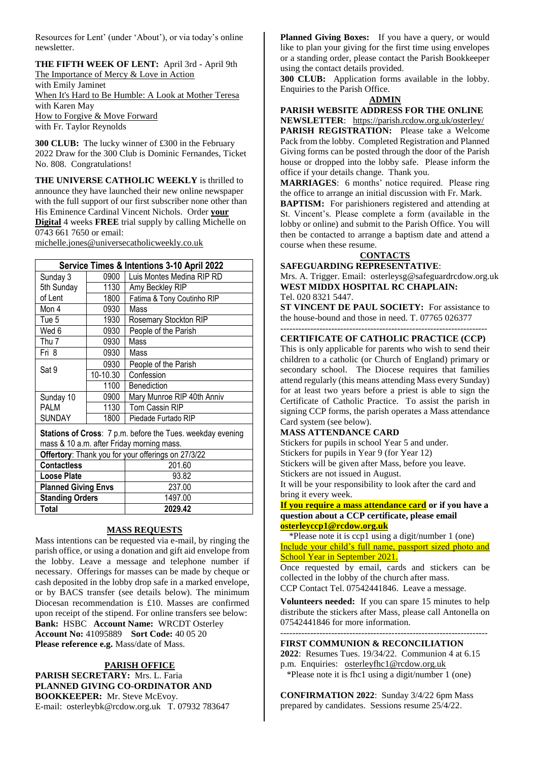Resources for Lent' (under 'About'), or via today's online newsletter.

**THE FIFTH WEEK OF LENT:** April 3rd - April 9th
The Importance of Mercy & Love in Action
with Emily Jaminet
When It's Hard to Be Humble: A Look at Mother Teresa
with Karen May
How to Forgive & Move Forward
with Fr. Taylor Reynolds

**300 CLUB:** The lucky winner of £300 in the February 2022 Draw for the 300 Club is Dominic Fernandes, Ticket No. 808. Congratulations!

**THE UNIVERSE CATHOLIC WEEKLY** is thrilled to announce they have launched their new online newspaper with the full support of our first subscriber none other than His Eminence Cardinal Vincent Nichols. Order **your Digital** 4 weeks **FREE** trial supply by calling Michelle on 0743 661 7650 or email:
michelle.jones@universecatholicweekly.co.uk

| Service Times & Intentions 3-10 April 2022 | | |
|---|---|---|
| Sunday 3 | 0900 | Luis Montes Medina RIP RD |
| 5th Sunday | 1130 | Amy Beckley RIP |
| of Lent | 1800 | Fatima & Tony Coutinho RIP |
| Mon 4 | 0930 | Mass |
| Tue 5 | 1930 | Rosemary Stockton RIP |
| Wed 6 | 0930 | People of the Parish |
| Thu 7 | 0930 | Mass |
| Fri 8 | 0930 | Mass |
| Sat 9 | 0930 | People of the Parish |
| | 10-10.30 | Confession |
| | 1100 | Benediction |
| Sunday 10 | 0900 | Mary Munroe RIP 40th Anniv |
| PALM | 1130 | Tom Cassin RIP |
| SUNDAY | 1800 | Piedade Furtado RIP |

**Stations of Cross**: 7 p.m. before the Tues. weekday evening mass & 10 a.m. after Friday morning mass.

| Offertory: Thank you for your offerings on 27/3/22 | |
|---|---|
| **Contactless** | 201.60 |
| **Loose Plate** | 93.82 |
| **Planned Giving Envs** | 237.00 |
| **Standing Orders** | 1497.00 |
| **Total** | **2029.42** |

## MASS REQUESTS

Mass intentions can be requested via e-mail, by ringing the parish office, or using a donation and gift aid envelope from the lobby. Leave a message and telephone number if necessary. Offerings for masses can be made by cheque or cash deposited in the lobby drop safe in a marked envelope, or by BACS transfer (see details below). The minimum Diocesan recommendation is £10. Masses are confirmed upon receipt of the stipend. For online transfers see below:
**Bank:** HSBC **Account Name:** WRCDT Osterley
**Account No:** 41095889 **Sort Code:** 40 05 20
**Please reference e.g.** Mass/date of Mass.

## PARISH OFFICE

**PARISH SECRETARY:** Mrs. L. Faria
**PLANNED GIVING CO-ORDINATOR AND BOOKKEEPER:** Mr. Steve McEvoy.
E-mail: osterleybk@rcdow.org.uk T. 07932 783647

**Planned Giving Boxes:** If you have a query, or would like to plan your giving for the first time using envelopes or a standing order, please contact the Parish Bookkeeper using the contact details provided.

**300 CLUB:** Application forms available in the lobby. Enquiries to the Parish Office.

## ADMIN

**PARISH WEBSITE ADDRESS FOR THE ONLINE NEWSLETTER**: https://parish.rcdow.org.uk/osterley/

**PARISH REGISTRATION:** Please take a Welcome Pack from the lobby. Completed Registration and Planned Giving forms can be posted through the door of the Parish house or dropped into the lobby safe. Please inform the office if your details change. Thank you.

**MARRIAGES**: 6 months' notice required. Please ring the office to arrange an initial discussion with Fr. Mark.

**BAPTISM:** For parishioners registered and attending at St. Vincent's. Please complete a form (available in the lobby or online) and submit to the Parish Office. You will then be contacted to arrange a baptism date and attend a course when these resume.

## CONTACTS

**SAFEGUARDING REPRESENTATIVE**:
Mrs. A. Trigger. Email: osterleysg@safeguardrcdow.org.uk
**WEST MIDDX HOSPITAL RC CHAPLAIN:**
Tel. 020 8321 5447.

**ST VINCENT DE PAUL SOCIETY:** For assistance to the house-bound and those in need. T. 07765 026377

---

**CERTIFICATE OF CATHOLIC PRACTICE (CCP)**
This is only applicable for parents who wish to send their children to a catholic (or Church of England) primary or secondary school. The Diocese requires that families attend regularly (this means attending Mass every Sunday) for at least two years before a priest is able to sign the Certificate of Catholic Practice. To assist the parish in signing CCP forms, the parish operates a Mass attendance Card system (see below).

**MASS ATTENDANCE CARD**
Stickers for pupils in school Year 5 and under.
Stickers for pupils in Year 9 (for Year 12)
Stickers will be given after Mass, before you leave.
Stickers are not issued in August.
It will be your responsibility to look after the card and bring it every week.

**If you require a mass attendance card or if you have a question about a CCP certificate, please email osterleyccp1@rcdow.org.uk**
*Please note it is ccp1 using a digit/number 1 (one)
Include your child's full name, passport sized photo and School Year in September 2021.

Once requested by email, cards and stickers can be collected in the lobby of the church after mass.
CCP Contact Tel. 07542441846. Leave a message.

**Volunteers needed:** If you can spare 15 minutes to help distribute the stickers after Mass, please call Antonella on 07542441846 for more information.

---

**FIRST COMMUNION & RECONCILIATION 2022**: Resumes Tues. 19/34/22. Communion 4 at 6.15 p.m. Enquiries: osterleyfhc1@rcdow.org.uk
*Please note it is fhc1 using a digit/number 1 (one)

**CONFIRMATION 2022**: Sunday 3/4/22 6pm Mass prepared by candidates. Sessions resume 25/4/22.